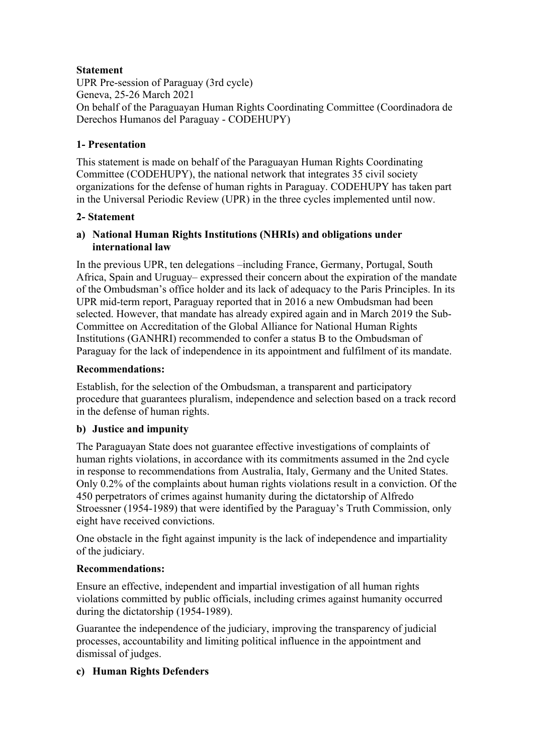**Statement**

UPR Pre-session of Paraguay (3rd cycle)
Geneva, 25-26 March 2021
On behalf of the Paraguayan Human Rights Coordinating Committee (Coordinadora de Derechos Humanos del Paraguay - CODEHUPY)

**1- Presentation**

This statement is made on behalf of the Paraguayan Human Rights Coordinating Committee (CODEHUPY), the national network that integrates 35 civil society organizations for the defense of human rights in Paraguay. CODEHUPY has taken part in the Universal Periodic Review (UPR) in the three cycles implemented until now.

**2- Statement**

**a) National Human Rights Institutions (NHRIs) and obligations under international law**

In the previous UPR, ten delegations –including France, Germany, Portugal, South Africa, Spain and Uruguay– expressed their concern about the expiration of the mandate of the Ombudsman's office holder and its lack of adequacy to the Paris Principles. In its UPR mid-term report, Paraguay reported that in 2016 a new Ombudsman had been selected. However, that mandate has already expired again and in March 2019 the Sub-Committee on Accreditation of the Global Alliance for National Human Rights Institutions (GANHRI) recommended to confer a status B to the Ombudsman of Paraguay for the lack of independence in its appointment and fulfilment of its mandate.

**Recommendations:**

Establish, for the selection of the Ombudsman, a transparent and participatory procedure that guarantees pluralism, independence and selection based on a track record in the defense of human rights.

**b) Justice and impunity**

The Paraguayan State does not guarantee effective investigations of complaints of human rights violations, in accordance with its commitments assumed in the 2nd cycle in response to recommendations from Australia, Italy, Germany and the United States. Only 0.2% of the complaints about human rights violations result in a conviction. Of the 450 perpetrators of crimes against humanity during the dictatorship of Alfredo Stroessner (1954-1989) that were identified by the Paraguay's Truth Commission, only eight have received convictions.

One obstacle in the fight against impunity is the lack of independence and impartiality of the judiciary.

**Recommendations:**

Ensure an effective, independent and impartial investigation of all human rights violations committed by public officials, including crimes against humanity occurred during the dictatorship (1954-1989).

Guarantee the independence of the judiciary, improving the transparency of judicial processes, accountability and limiting political influence in the appointment and dismissal of judges.

**c) Human Rights Defenders**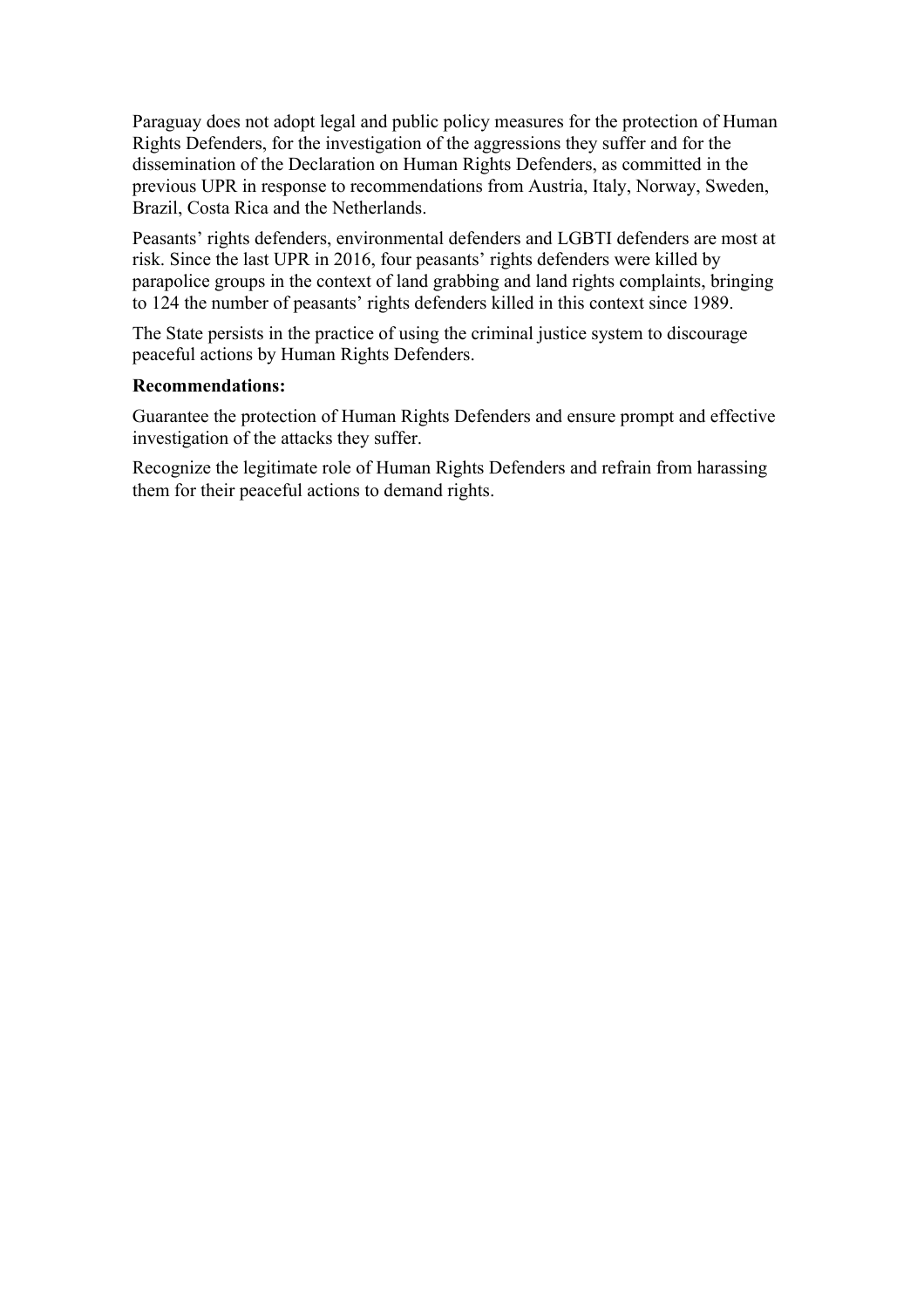Paraguay does not adopt legal and public policy measures for the protection of Human Rights Defenders, for the investigation of the aggressions they suffer and for the dissemination of the Declaration on Human Rights Defenders, as committed in the previous UPR in response to recommendations from Austria, Italy, Norway, Sweden, Brazil, Costa Rica and the Netherlands.

Peasants' rights defenders, environmental defenders and LGBTI defenders are most at risk. Since the last UPR in 2016, four peasants' rights defenders were killed by parapolice groups in the context of land grabbing and land rights complaints, bringing to 124 the number of peasants' rights defenders killed in this context since 1989.

The State persists in the practice of using the criminal justice system to discourage peaceful actions by Human Rights Defenders.

**Recommendations:**

Guarantee the protection of Human Rights Defenders and ensure prompt and effective investigation of the attacks they suffer.

Recognize the legitimate role of Human Rights Defenders and refrain from harassing them for their peaceful actions to demand rights.